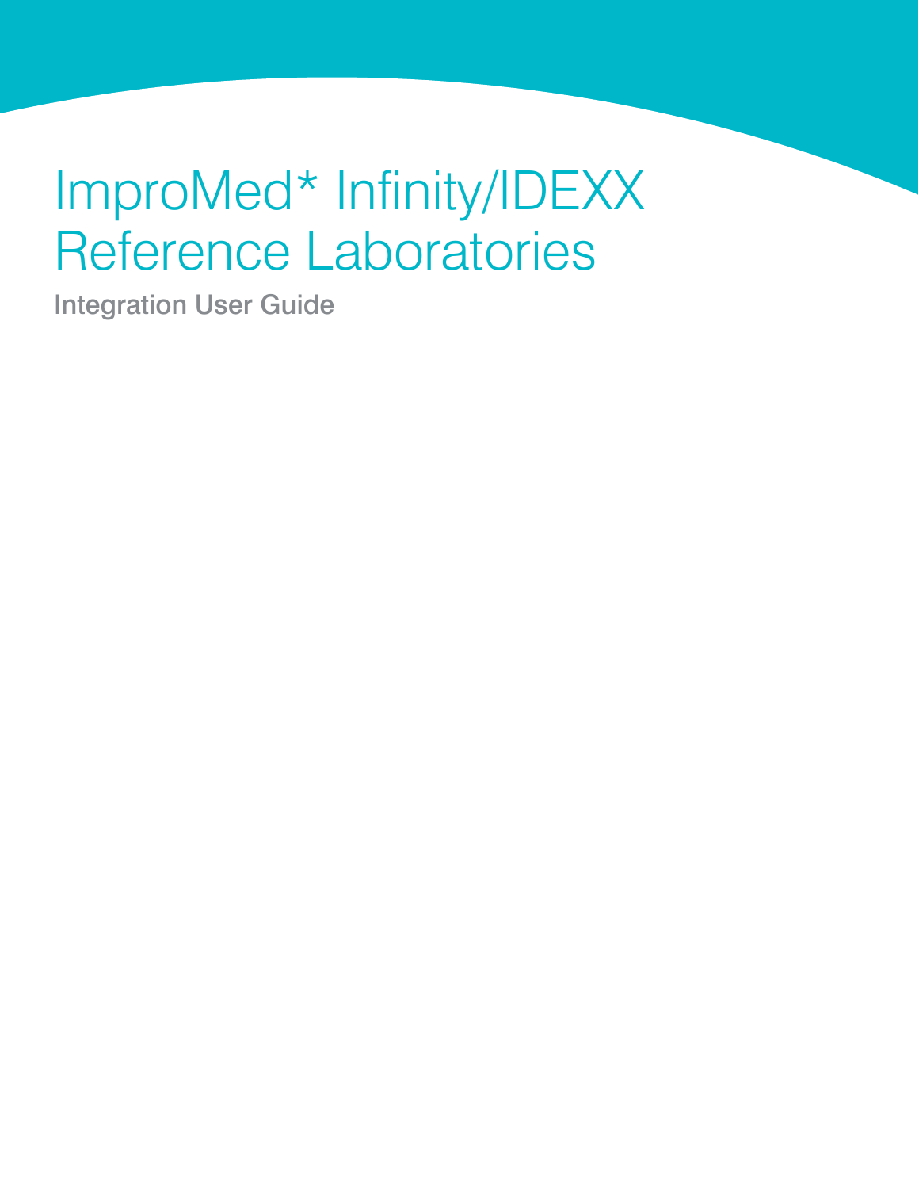# ImproMed* Infinity/IDEXX Reference Laboratories

Integration User Guide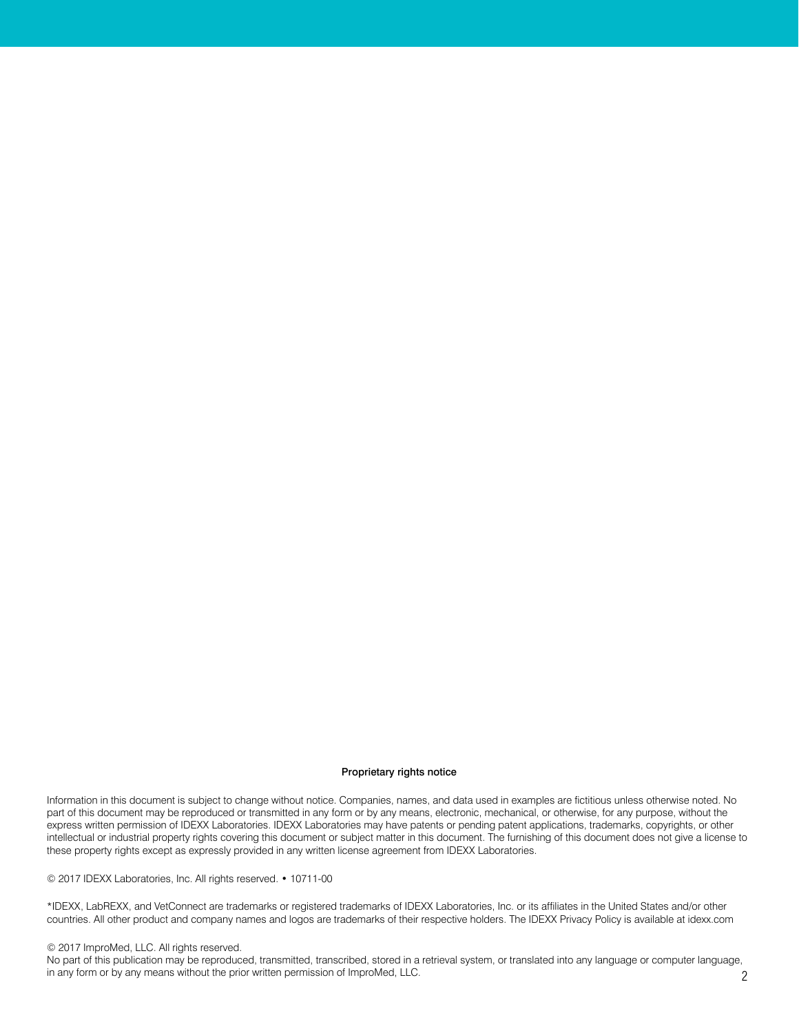**Proprietary rights notice**

Information in this document is subject to change without notice. Companies, names, and data used in examples are fictitious unless otherwise noted. No part of this document may be reproduced or transmitted in any form or by any means, electronic, mechanical, or otherwise, for any purpose, without the express written permission of IDEXX Laboratories. IDEXX Laboratories may have patents or pending patent applications, trademarks, copyrights, or other intellectual or industrial property rights covering this document or subject matter in this document. The furnishing of this document does not give a license to these property rights except as expressly provided in any written license agreement from IDEXX Laboratories.

© 2017 IDEXX Laboratories, Inc. All rights reserved. • 10711-00

*IDEXX, LabREXX, and VetConnect are trademarks or registered trademarks of IDEXX Laboratories, Inc. or its affiliates in the United States and/or other countries. All other product and company names and logos are trademarks of their respective holders. The IDEXX Privacy Policy is available at idexx.com

© 2017 ImproMed, LLC. All rights reserved.
No part of this publication may be reproduced, transmitted, transcribed, stored in a retrieval system, or translated into any language or computer language, in any form or by any means without the prior written permission of ImproMed, LLC.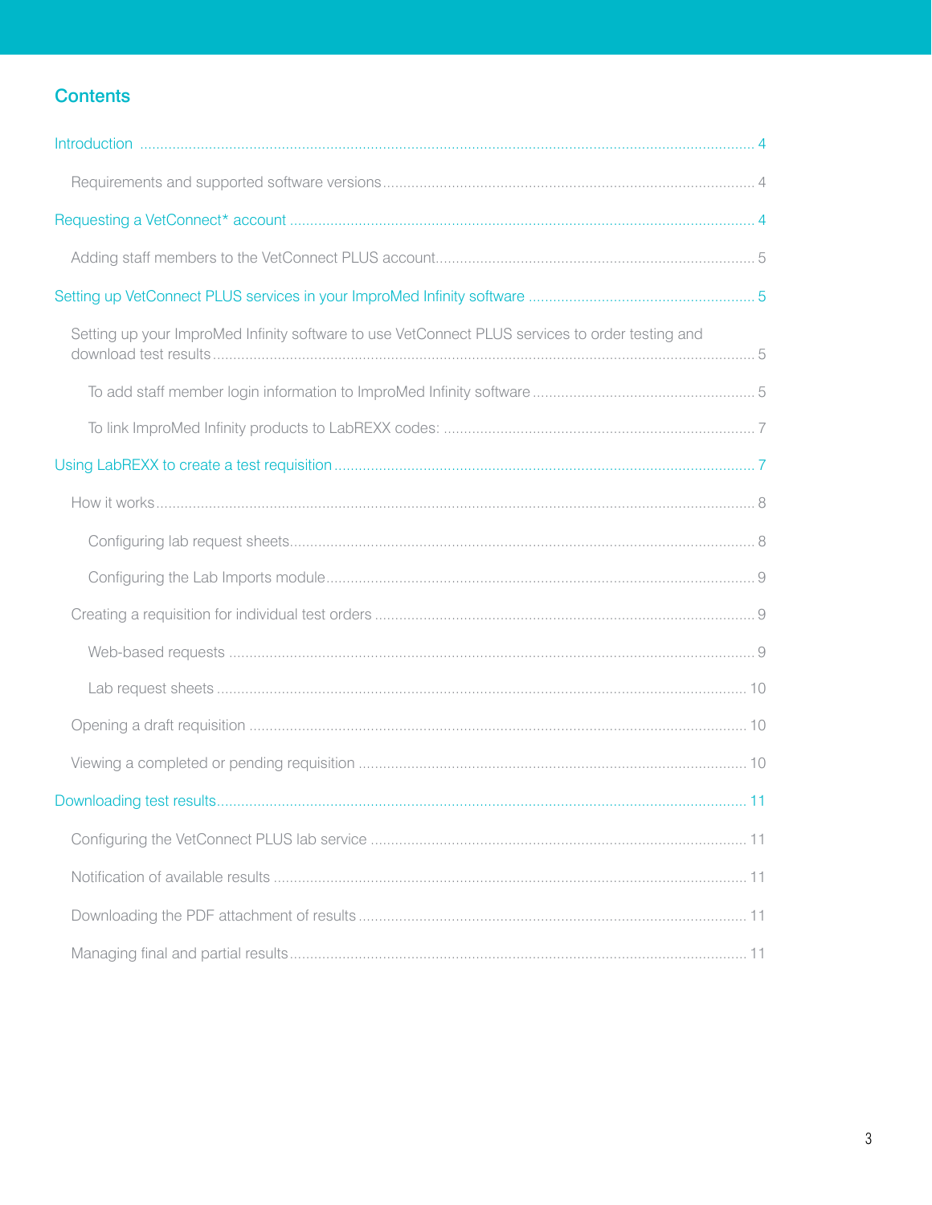## Contents

- Introduction ..... 4
  - Requirements and supported software versions ..... 4
- Requesting a VetConnect* account ..... 4
  - Adding staff members to the VetConnect PLUS account ..... 5
- Setting up VetConnect PLUS services in your ImproMed Infinity software ..... 5
  - Setting up your ImproMed Infinity software to use VetConnect PLUS services to order testing and download test results ..... 5
    - To add staff member login information to ImproMed Infinity software ..... 5
    - To link ImproMed Infinity products to LabREXX codes: ..... 7
- Using LabREXX to create a test requisition ..... 7
  - How it works ..... 8
    - Configuring lab request sheets ..... 8
    - Configuring the Lab Imports module ..... 9
  - Creating a requisition for individual test orders ..... 9
    - Web-based requests ..... 9
    - Lab request sheets ..... 10
  - Opening a draft requisition ..... 10
  - Viewing a completed or pending requisition ..... 10
- Downloading test results ..... 11
  - Configuring the VetConnect PLUS lab service ..... 11
  - Notification of available results ..... 11
  - Downloading the PDF attachment of results ..... 11
  - Managing final and partial results ..... 11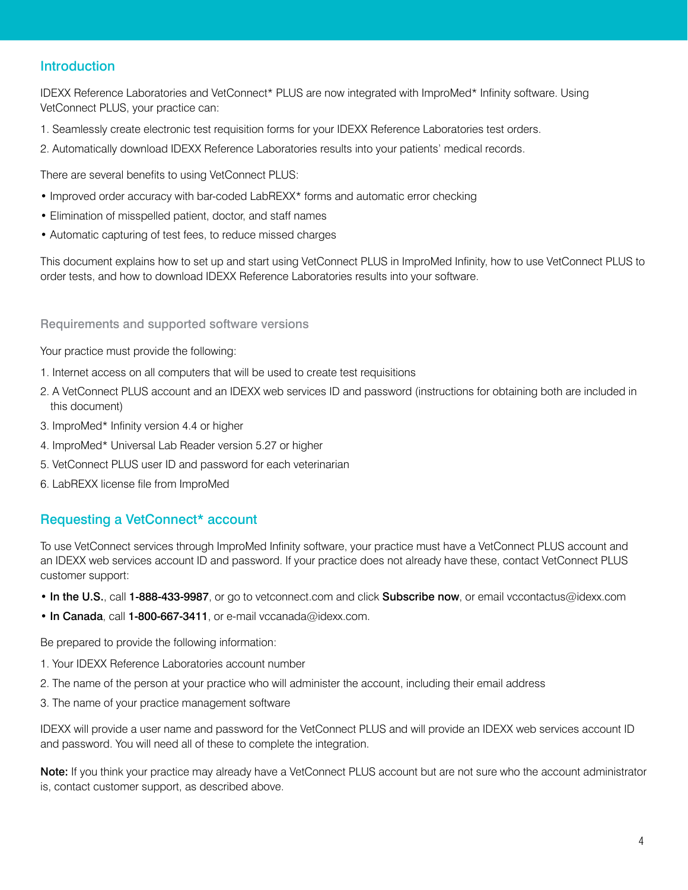## Introduction

IDEXX Reference Laboratories and VetConnect* PLUS are now integrated with ImproMed* Infinity software. Using VetConnect PLUS, your practice can:

1. Seamlessly create electronic test requisition forms for your IDEXX Reference Laboratories test orders.
2. Automatically download IDEXX Reference Laboratories results into your patients' medical records.

There are several benefits to using VetConnect PLUS:

- Improved order accuracy with bar-coded LabREXX* forms and automatic error checking
- Elimination of misspelled patient, doctor, and staff names
- Automatic capturing of test fees, to reduce missed charges

This document explains how to set up and start using VetConnect PLUS in ImproMed Infinity, how to use VetConnect PLUS to order tests, and how to download IDEXX Reference Laboratories results into your software.

### Requirements and supported software versions

Your practice must provide the following:

1. Internet access on all computers that will be used to create test requisitions
2. A VetConnect PLUS account and an IDEXX web services ID and password (instructions for obtaining both are included in this document)
3. ImproMed* Infinity version 4.4 or higher
4. ImproMed* Universal Lab Reader version 5.27 or higher
5. VetConnect PLUS user ID and password for each veterinarian
6. LabREXX license file from ImproMed

## Requesting a VetConnect* account

To use VetConnect services through ImproMed Infinity software, your practice must have a VetConnect PLUS account and an IDEXX web services account ID and password. If your practice does not already have these, contact VetConnect PLUS customer support:

- **In the U.S.**, call **1-888-433-9987**, or go to vetconnect.com and click **Subscribe now**, or email vccontactus@idexx.com
- **In Canada**, call **1-800-667-3411**, or e-mail vccanada@idexx.com.

Be prepared to provide the following information:

1. Your IDEXX Reference Laboratories account number
2. The name of the person at your practice who will administer the account, including their email address
3. The name of your practice management software

IDEXX will provide a user name and password for the VetConnect PLUS and will provide an IDEXX web services account ID and password. You will need all of these to complete the integration.

**Note:** If you think your practice may already have a VetConnect PLUS account but are not sure who the account administrator is, contact customer support, as described above.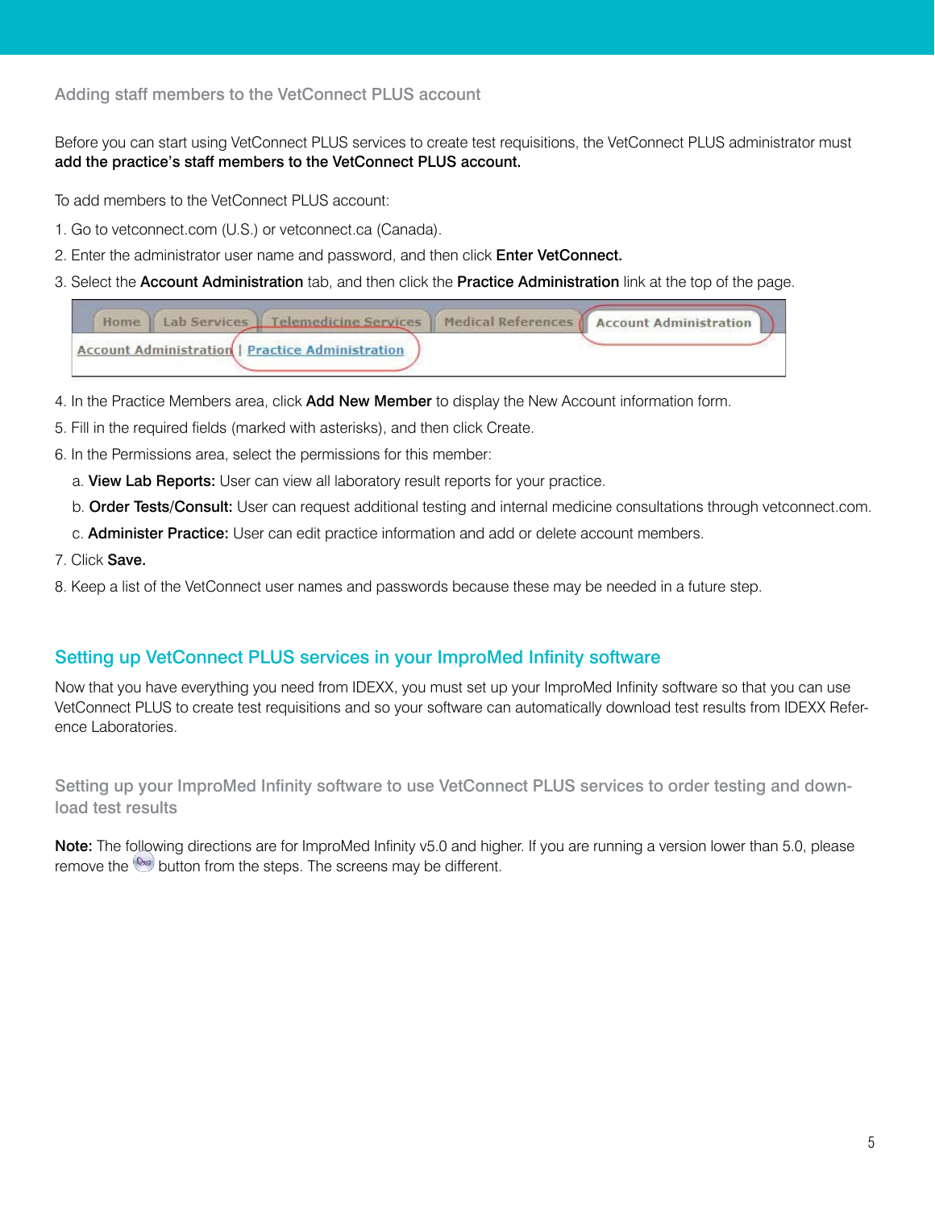### Adding staff members to the VetConnect PLUS account

Before you can start using VetConnect PLUS services to create test requisitions, the VetConnect PLUS administrator must **add the practice's staff members to the VetConnect PLUS account.**

To add members to the VetConnect PLUS account:

1. Go to vetconnect.com (U.S.) or vetconnect.ca (Canada).
2. Enter the administrator user name and password, and then click **Enter VetConnect.**
3. Select the **Account Administration** tab, and then click the **Practice Administration** link at the top of the page.
4. In the Practice Members area, click **Add New Member** to display the New Account information form.
5. Fill in the required fields (marked with asterisks), and then click Create.
6. In the Permissions area, select the permissions for this member:
   a. **View Lab Reports:** User can view all laboratory result reports for your practice.
   b. **Order Tests/Consult:** User can request additional testing and internal medicine consultations through vetconnect.com.
   c. **Administer Practice:** User can edit practice information and add or delete account members.
7. Click **Save.**
8. Keep a list of the VetConnect user names and passwords because these may be needed in a future step.

## Setting up VetConnect PLUS services in your ImproMed Infinity software

Now that you have everything you need from IDEXX, you must set up your ImproMed Infinity software so that you can use VetConnect PLUS to create test requisitions and so your software can automatically download test results from IDEXX Reference Laboratories.

### Setting up your ImproMed Infinity software to use VetConnect PLUS services to order testing and download test results

**Note:** The following directions are for ImproMed Infinity v5.0 and higher. If you are running a version lower than 5.0, please remove the button from the steps. The screens may be different.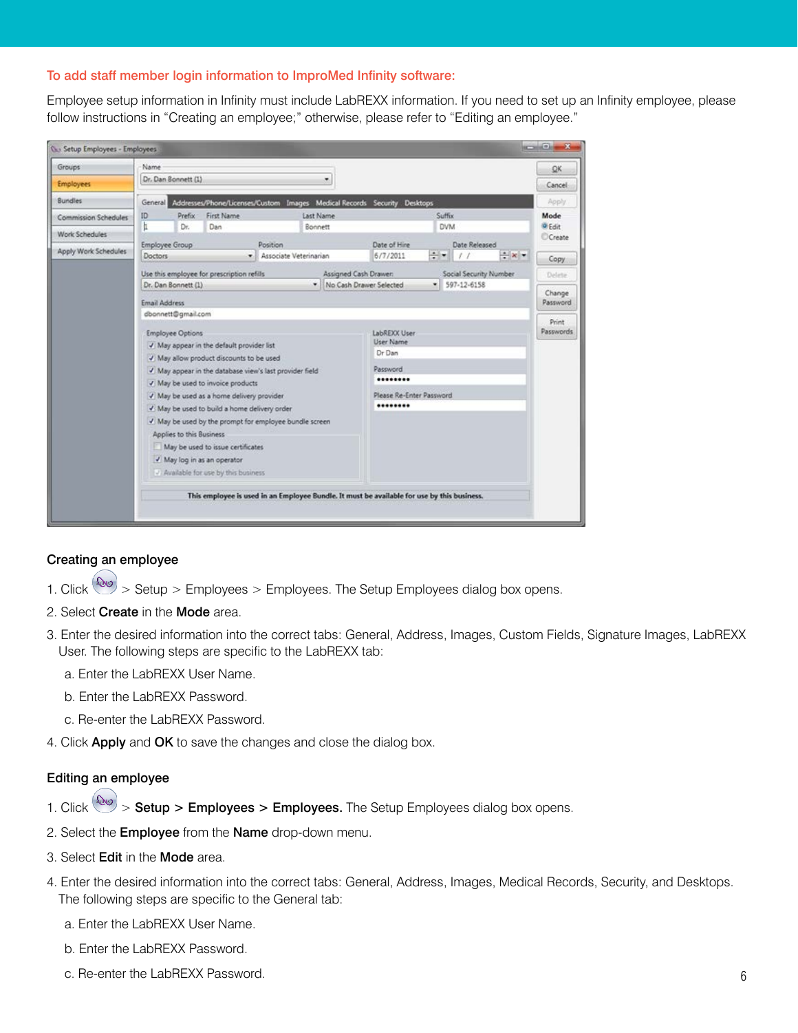## To add staff member login information to ImproMed Infinity software:

Employee setup information in Infinity must include LabREXX information. If you need to set up an Infinity employee, please follow instructions in "Creating an employee;" otherwise, please refer to "Editing an employee."

### Creating an employee

1. Click > Setup > Employees > Employees. The Setup Employees dialog box opens.
2. Select **Create** in the **Mode** area.
3. Enter the desired information into the correct tabs: General, Address, Images, Custom Fields, Signature Images, LabREXX User. The following steps are specific to the LabREXX tab:
   a. Enter the LabREXX User Name.
   b. Enter the LabREXX Password.
   c. Re-enter the LabREXX Password.
4. Click **Apply** and **OK** to save the changes and close the dialog box.

### Editing an employee

1. Click > **Setup > Employees > Employees.** The Setup Employees dialog box opens.
2. Select the **Employee** from the **Name** drop-down menu.
3. Select **Edit** in the **Mode** area.
4. Enter the desired information into the correct tabs: General, Address, Images, Medical Records, Security, and Desktops. The following steps are specific to the General tab:
   a. Enter the LabREXX User Name.
   b. Enter the LabREXX Password.
   c. Re-enter the LabREXX Password.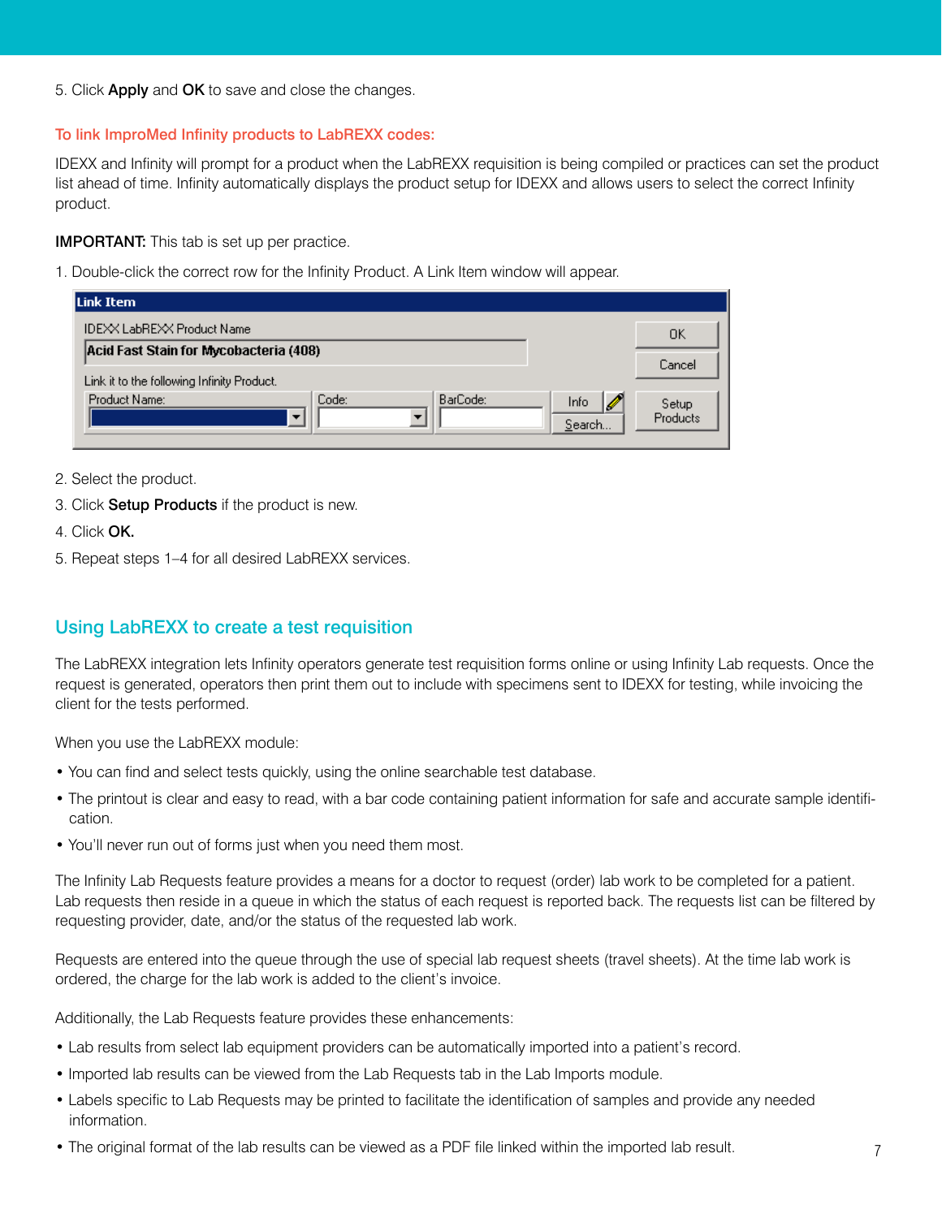5. Click **Apply** and **OK** to save and close the changes.

### To link ImproMed Infinity products to LabREXX codes:

IDEXX and Infinity will prompt for a product when the LabREXX requisition is being compiled or practices can set the product list ahead of time. Infinity automatically displays the product setup for IDEXX and allows users to select the correct Infinity product.

**IMPORTANT:** This tab is set up per practice.

1. Double-click the correct row for the Infinity Product. A Link Item window will appear.
2. Select the product.
3. Click **Setup Products** if the product is new.
4. Click **OK.**
5. Repeat steps 1–4 for all desired LabREXX services.

## Using LabREXX to create a test requisition

The LabREXX integration lets Infinity operators generate test requisition forms online or using Infinity Lab requests. Once the request is generated, operators then print them out to include with specimens sent to IDEXX for testing, while invoicing the client for the tests performed.

When you use the LabREXX module:

- You can find and select tests quickly, using the online searchable test database.
- The printout is clear and easy to read, with a bar code containing patient information for safe and accurate sample identification.
- You'll never run out of forms just when you need them most.

The Infinity Lab Requests feature provides a means for a doctor to request (order) lab work to be completed for a patient. Lab requests then reside in a queue in which the status of each request is reported back. The requests list can be filtered by requesting provider, date, and/or the status of the requested lab work.

Requests are entered into the queue through the use of special lab request sheets (travel sheets). At the time lab work is ordered, the charge for the lab work is added to the client's invoice.

Additionally, the Lab Requests feature provides these enhancements:

- Lab results from select lab equipment providers can be automatically imported into a patient's record.
- Imported lab results can be viewed from the Lab Requests tab in the Lab Imports module.
- Labels specific to Lab Requests may be printed to facilitate the identification of samples and provide any needed information.
- The original format of the lab results can be viewed as a PDF file linked within the imported lab result.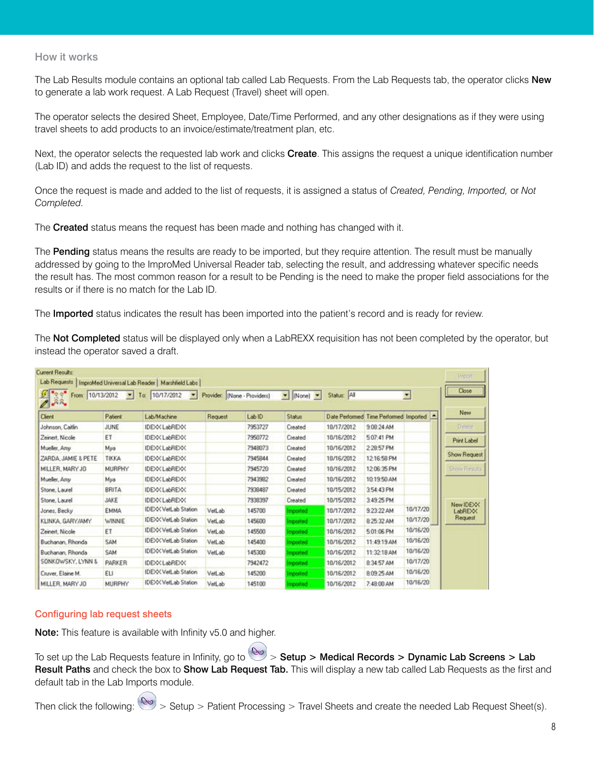## How it works

The Lab Results module contains an optional tab called Lab Requests. From the Lab Requests tab, the operator clicks **New** to generate a lab work request. A Lab Request (Travel) sheet will open.

The operator selects the desired Sheet, Employee, Date/Time Performed, and any other designations as if they were using travel sheets to add products to an invoice/estimate/treatment plan, etc.

Next, the operator selects the requested lab work and clicks **Create**. This assigns the request a unique identification number (Lab ID) and adds the request to the list of requests.

Once the request is made and added to the list of requests, it is assigned a status of *Created, Pending, Imported,* or *Not Completed.*

The **Created** status means the request has been made and nothing has changed with it.

The **Pending** status means the results are ready to be imported, but they require attention. The result must be manually addressed by going to the ImproMed Universal Reader tab, selecting the result, and addressing whatever specific needs the result has. The most common reason for a result to be Pending is the need to make the proper field associations for the results or if there is no match for the Lab ID.

The **Imported** status indicates the result has been imported into the patient's record and is ready for review.

The **Not Completed** status will be displayed only when a LabREXX requisition has not been completed by the operator, but instead the operator saved a draft.

| Client | Patient | Lab/Machine | Request | Lab ID | Status | Date Performed | Time Performed | Imported |
|---|---|---|---|---|---|---|---|---|
| Johnson, Caitlin | JUNE | IDEXX LabREXX | | 7953727 | Created | 10/17/2012 | 9:08:24 AM | |
| Zeinert, Nicole | ET | IDEXX LabREXX | | 7950772 | Created | 10/16/2012 | 5:07:41 PM | |
| Mueller, Amy | Mya | IDEXX LabREXX | | 7948073 | Created | 10/16/2012 | 2:28:57 PM | |
| ZARDA, JAMIE & PETE | TIKKA | IDEXX LabREXX | | 7945844 | Created | 10/16/2012 | 12:16:58 PM | |
| MILLER, MARY JO | MURPHY | IDEXX LabREXX | | 7945720 | Created | 10/16/2012 | 12:06:35 PM | |
| Mueller, Amy | Mya | IDEXX LabREXX | | 7943982 | Created | 10/16/2012 | 10:19:50 AM | |
| Stone, Laurel | BRITA | IDEXX LabREXX | | 7938487 | Created | 10/15/2012 | 3:54:43 PM | |
| Stone, Laurel | JAKE | IDEXX LabREXX | | 7938397 | Created | 10/15/2012 | 3:49:25 PM | |
| Jones, Becky | EMMA | IDEXX VetLab Station | VetLab | 145700 | Imported | 10/17/2012 | 9:23:22 AM | 10/17/20 |
| KLINKA, GARY/AMY | WINNIE | IDEXX VetLab Station | VetLab | 145600 | Imported | 10/17/2012 | 8:25:32 AM | 10/17/20 |
| Zeinert, Nicole | ET | IDEXX VetLab Station | VetLab | 145500 | Imported | 10/16/2012 | 5:01:06 PM | 10/16/20 |
| Buchanan, Rhonda | SAM | IDEXX VetLab Station | VetLab | 145400 | Imported | 10/16/2012 | 11:49:19 AM | 10/16/20 |
| Buchanan, Rhonda | SAM | IDEXX VetLab Station | VetLab | 145300 | Imported | 10/16/2012 | 11:32:18 AM | 10/16/20 |
| SONKOWSKY, LYNN & | PARKER | IDEXX LabREXX | | 7942472 | Imported | 10/16/2012 | 8:34:57 AM | 10/17/20 |
| Cruver, Elaine M. | ELI | IDEXX VetLab Station | VetLab | 145200 | Imported | 10/16/2012 | 8:09:25 AM | 10/16/20 |
| MILLER, MARY JO | MURPHY | IDEXX VetLab Station | VetLab | 145100 | Imported | 10/16/2012 | 7:48:00 AM | 10/16/20 |

## Configuring lab request sheets

**Note:** This feature is available with Infinity v5.0 and higher.

To set up the Lab Requests feature in Infinity, go to > **Setup** > **Medical Records** > **Dynamic Lab Screens** > **Lab Result Paths** and check the box to **Show Lab Request Tab.** This will display a new tab called Lab Requests as the first and default tab in the Lab Imports module.

Then click the following: > Setup > Patient Processing > Travel Sheets and create the needed Lab Request Sheet(s).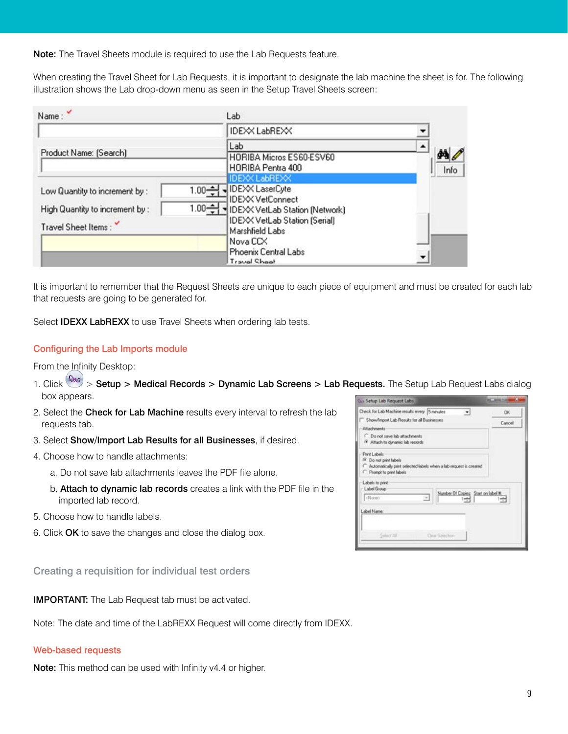**Note:** The Travel Sheets module is required to use the Lab Requests feature.

When creating the Travel Sheet for Lab Requests, it is important to designate the lab machine the sheet is for. The following illustration shows the Lab drop-down menu as seen in the Setup Travel Sheets screen:

It is important to remember that the Request Sheets are unique to each piece of equipment and must be created for each lab that requests are going to be generated for.

Select **IDEXX LabREXX** to use Travel Sheets when ordering lab tests.

## Configuring the Lab Imports module

From the Infinity Desktop:

1. Click > **Setup** > **Medical Records** > **Dynamic Lab Screens** > **Lab Requests.** The Setup Lab Request Labs dialog box appears.
2. Select the **Check for Lab Machine** results every interval to refresh the lab requests tab.
3. Select **Show/Import Lab Results for all Businesses**, if desired.
4. Choose how to handle attachments:
   a. Do not save lab attachments leaves the PDF file alone.
   b. **Attach to dynamic lab records** creates a link with the PDF file in the imported lab record.
5. Choose how to handle labels.
6. Click **OK** to save the changes and close the dialog box.

## Creating a requisition for individual test orders

**IMPORTANT:** The Lab Request tab must be activated.

Note: The date and time of the LabREXX Request will come directly from IDEXX.

## Web-based requests

**Note:** This method can be used with Infinity v4.4 or higher.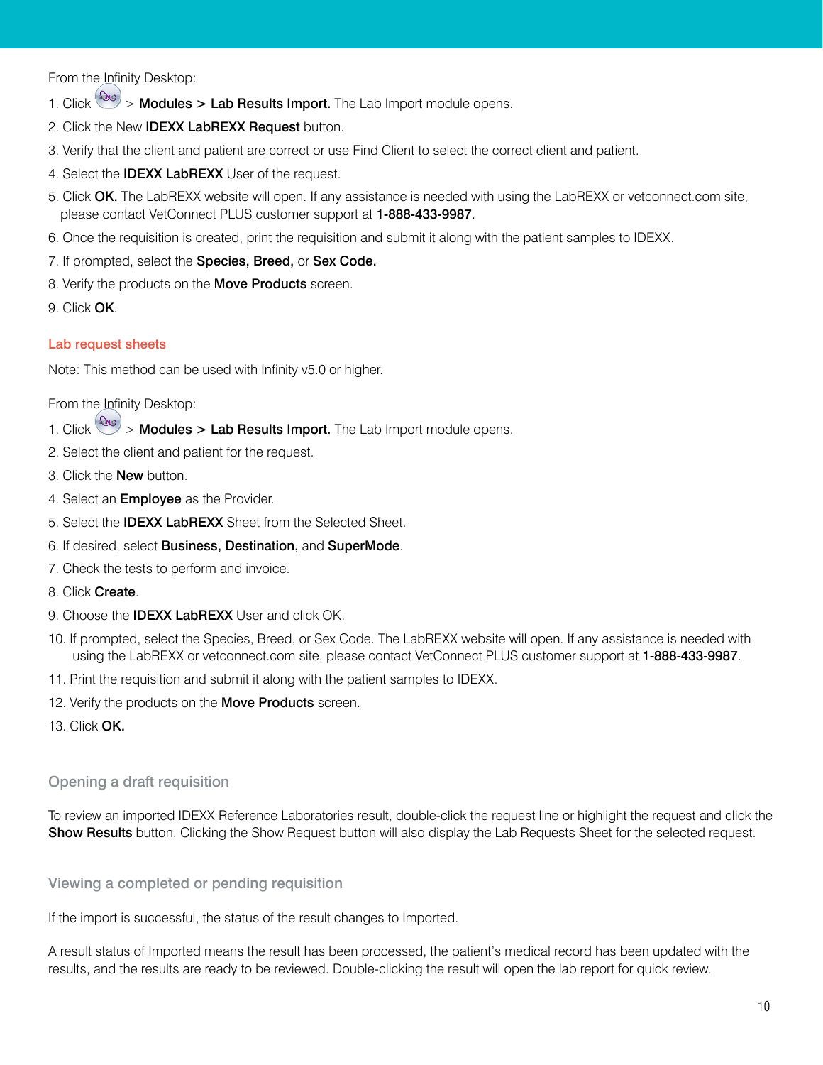From the Infinity Desktop:

1. Click > **Modules** > **Lab Results Import.** The Lab Import module opens.
2. Click the New **IDEXX LabREXX Request** button.
3. Verify that the client and patient are correct or use Find Client to select the correct client and patient.
4. Select the **IDEXX LabREXX** User of the request.
5. Click **OK.** The LabREXX website will open. If any assistance is needed with using the LabREXX or vetconnect.com site, please contact VetConnect PLUS customer support at **1-888-433-9987**.
6. Once the requisition is created, print the requisition and submit it along with the patient samples to IDEXX.
7. If prompted, select the **Species, Breed,** or **Sex Code.**
8. Verify the products on the **Move Products** screen.
9. Click **OK**.

### Lab request sheets

Note: This method can be used with Infinity v5.0 or higher.

From the Infinity Desktop:

1. Click > **Modules** > **Lab Results Import.** The Lab Import module opens.
2. Select the client and patient for the request.
3. Click the **New** button.
4. Select an **Employee** as the Provider.
5. Select the **IDEXX LabREXX** Sheet from the Selected Sheet.
6. If desired, select **Business, Destination,** and **SuperMode**.
7. Check the tests to perform and invoice.
8. Click **Create**.
9. Choose the **IDEXX LabREXX** User and click OK.
10. If prompted, select the Species, Breed, or Sex Code. The LabREXX website will open. If any assistance is needed with using the LabREXX or vetconnect.com site, please contact VetConnect PLUS customer support at **1-888-433-9987**.
11. Print the requisition and submit it along with the patient samples to IDEXX.
12. Verify the products on the **Move Products** screen.
13. Click **OK.**

### Opening a draft requisition

To review an imported IDEXX Reference Laboratories result, double-click the request line or highlight the request and click the **Show Results** button. Clicking the Show Request button will also display the Lab Requests Sheet for the selected request.

### Viewing a completed or pending requisition

If the import is successful, the status of the result changes to Imported.

A result status of Imported means the result has been processed, the patient's medical record has been updated with the results, and the results are ready to be reviewed. Double-clicking the result will open the lab report for quick review.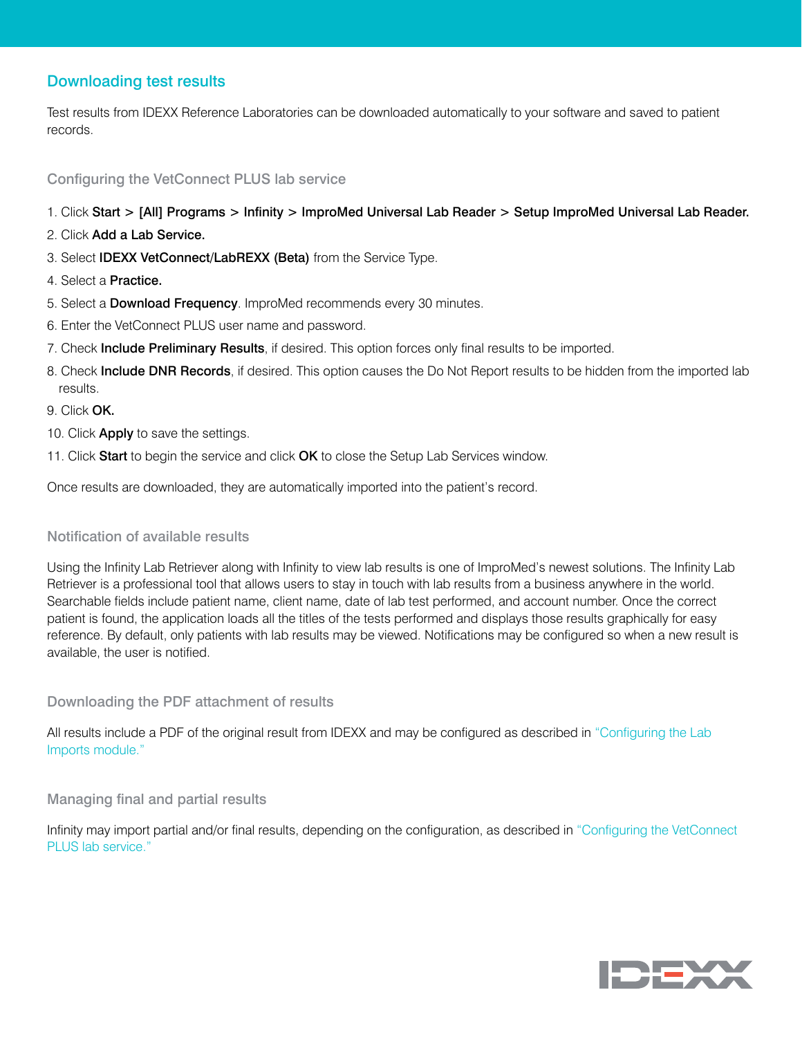## Downloading test results

Test results from IDEXX Reference Laboratories can be downloaded automatically to your software and saved to patient records.

### Configuring the VetConnect PLUS lab service

1. Click **Start** > **[All] Programs** > **Infinity** > **ImproMed Universal Lab Reader** > **Setup ImproMed Universal Lab Reader.**
2. Click **Add a Lab Service.**
3. Select **IDEXX VetConnect/LabREXX (Beta)** from the Service Type.
4. Select a **Practice.**
5. Select a **Download Frequency**. ImproMed recommends every 30 minutes.
6. Enter the VetConnect PLUS user name and password.
7. Check **Include Preliminary Results**, if desired. This option forces only final results to be imported.
8. Check **Include DNR Records**, if desired. This option causes the Do Not Report results to be hidden from the imported lab results.
9. Click **OK.**
10. Click **Apply** to save the settings.
11. Click **Start** to begin the service and click **OK** to close the Setup Lab Services window.

Once results are downloaded, they are automatically imported into the patient's record.

### Notification of available results

Using the Infinity Lab Retriever along with Infinity to view lab results is one of ImproMed's newest solutions. The Infinity Lab Retriever is a professional tool that allows users to stay in touch with lab results from a business anywhere in the world. Searchable fields include patient name, client name, date of lab test performed, and account number. Once the correct patient is found, the application loads all the titles of the tests performed and displays those results graphically for easy reference. By default, only patients with lab results may be viewed. Notifications may be configured so when a new result is available, the user is notified.

### Downloading the PDF attachment of results

All results include a PDF of the original result from IDEXX and may be configured as described in "Configuring the Lab Imports module."

### Managing final and partial results

Infinity may import partial and/or final results, depending on the configuration, as described in "Configuring the VetConnect PLUS lab service."